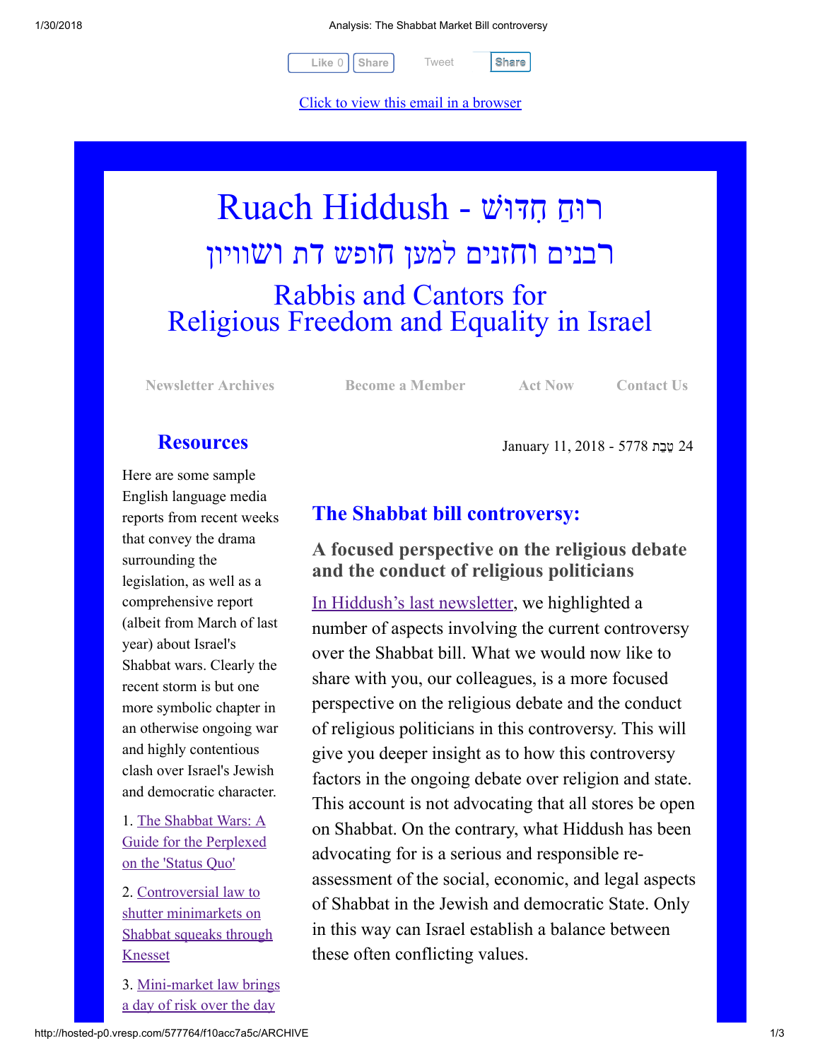Like 0 Share Tweet Share

Click to view this email in a browser

# Ruach Hiddush - רוּחַ חִדּוּשׁ

## רבנים וחזנים למען חופש דת ושוויון

## Rabbis and Cantors for Religious Freedom and Equality in Israel

Newsletter Archives | Become a Member | Act Now | Contact Us

January 11, 2018 - 5778 טֵבֵת 24

## The Shabbat bill controversy:

### A focused perspective on the religious debate and the conduct of religious politicians

In Hiddush's last newsletter, we highlighted a number of aspects involving the current controversy over the Shabbat bill. What we would now like to share with you, our colleagues, is a more focused perspective on the religious debate and the conduct of religious politicians in this controversy. This will give you deeper insight as to how this controversy factors in the ongoing debate over religion and state. This account is not advocating that all stores be open on Shabbat. On the contrary, what Hiddush has been advocating for is a serious and responsible re-assessment of the social, economic, and legal aspects of Shabbat in the Jewish and democratic State. Only in this way can Israel establish a balance between these often conflicting values.

## Resources

Here are some sample English language media reports from recent weeks that convey the drama surrounding the legislation, as well as a comprehensive report (albeit from March of last year) about Israel's Shabbat wars. Clearly the recent storm is but one more symbolic chapter in an otherwise ongoing war and highly contentious clash over Israel's Jewish and democratic character.

1. The Shabbat Wars: A Guide for the Perplexed on the 'Status Quo'
2. Controversial law to shutter minimarkets on Shabbat squeaks through Knesset
3. Mini-market law brings a day of risk over the day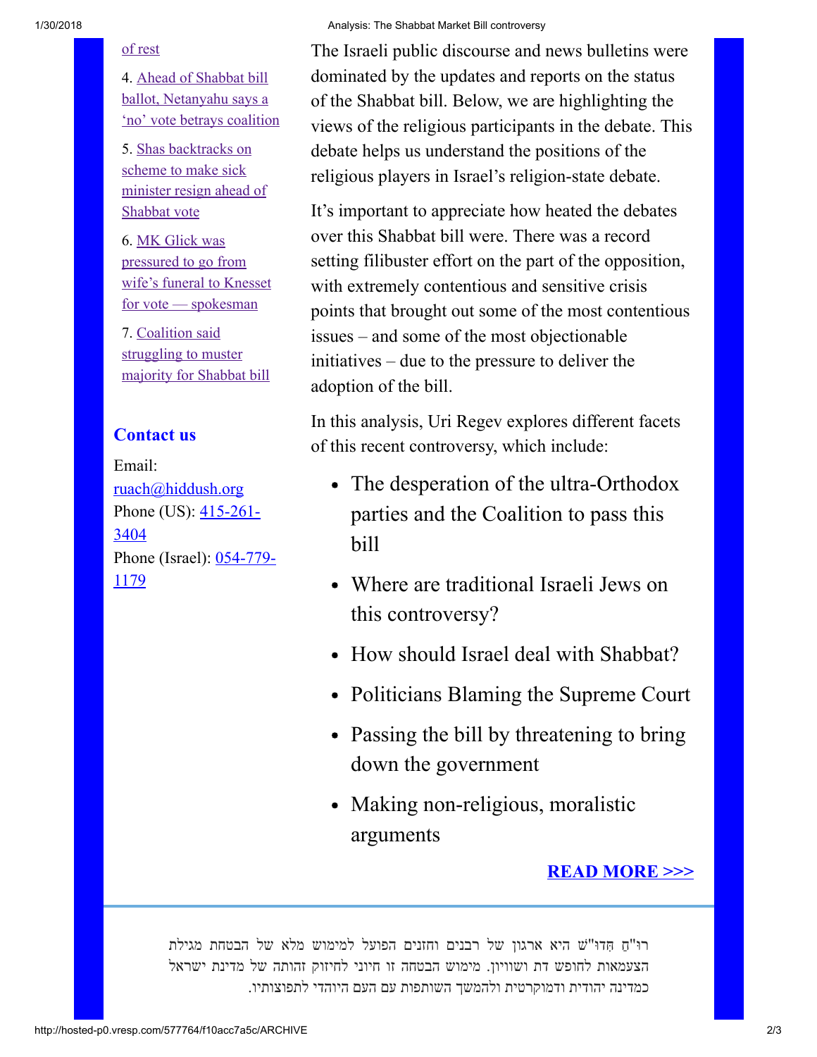of rest

4. Ahead of Shabbat bill ballot, Netanyahu says a 'no' vote betrays coalition

5. Shas backtracks on scheme to make sick minister resign ahead of Shabbat vote

6. MK Glick was pressured to go from wife's funeral to Knesset for vote — spokesman

7. Coalition said struggling to muster majority for Shabbat bill

## Contact us

Email: ruach@hiddush.org
Phone (US): 415-261-3404
Phone (Israel): 054-779-1179

The Israeli public discourse and news bulletins were dominated by the updates and reports on the status of the Shabbat bill. Below, we are highlighting the views of the religious participants in the debate. This debate helps us understand the positions of the religious players in Israel's religion-state debate.

It's important to appreciate how heated the debates over this Shabbat bill were. There was a record setting filibuster effort on the part of the opposition, with extremely contentious and sensitive crisis points that brought out some of the most contentious issues – and some of the most objectionable initiatives – due to the pressure to deliver the adoption of the bill.

In this analysis, Uri Regev explores different facets of this recent controversy, which include:

- The desperation of the ultra-Orthodox parties and the Coalition to pass this bill
- Where are traditional Israeli Jews on this controversy?
- How should Israel deal with Shabbat?
- Politicians Blaming the Supreme Court
- Passing the bill by threatening to bring down the government
- Making non-religious, moralistic arguments

**READ MORE >>>**

רוּ"חַ חִדּוּ"ש היא ארגון של רבנים וחזנים הפועל למימוש מלא של הבטחת מגילת העצמאות לחופש דת ושוויון. מימוש הבטחה זו חיוני לחיזוק זהותה של מדינת ישראל כמדינה יהודית ודמוקרטית ולהמשך השותפות עם העם היהודי לתפוצותיו.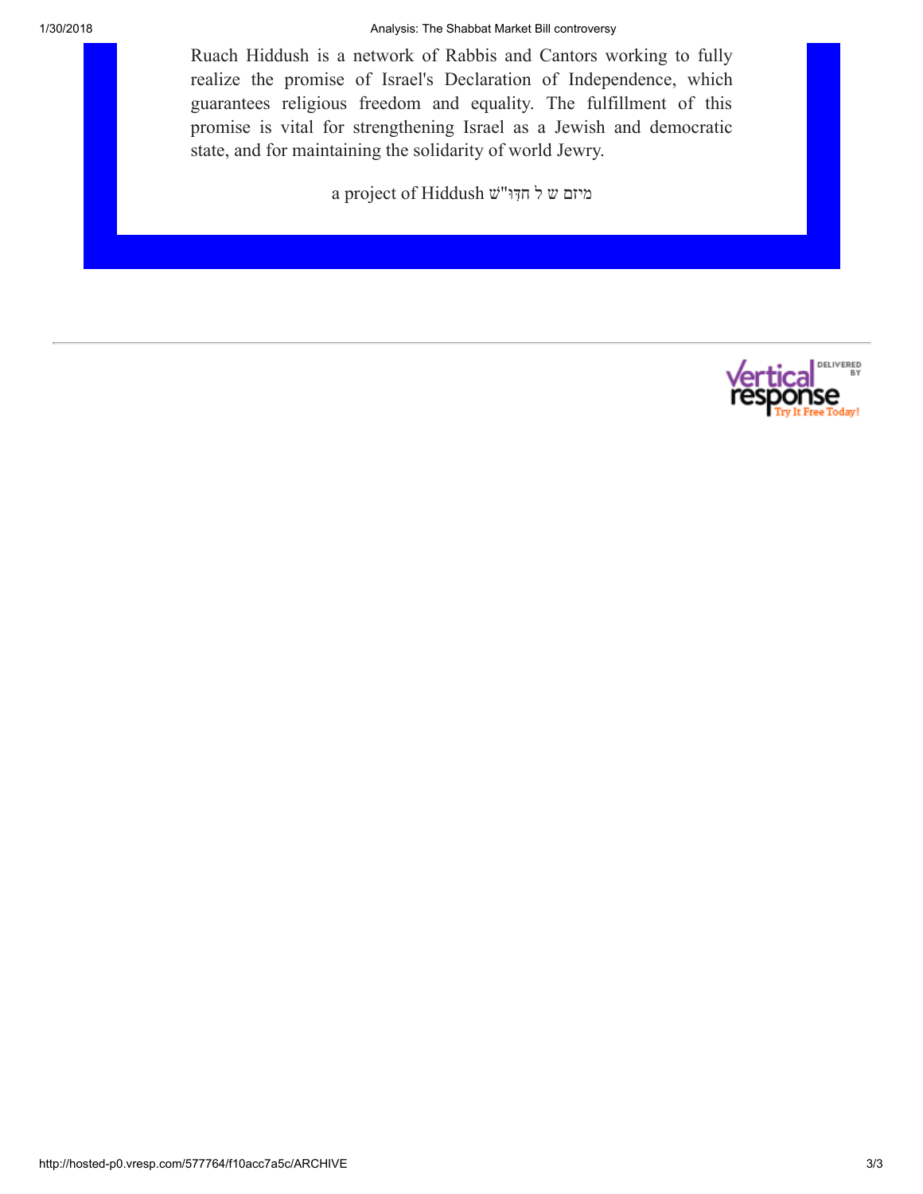Ruach Hiddush is a network of Rabbis and Cantors working to fully realize the promise of Israel's Declaration of Independence, which guarantees religious freedom and equality. The fulfillment of this promise is vital for strengthening Israel as a Jewish and democratic state, and for maintaining the solidarity of world Jewry.

a project of Hiddush מיזם של חדו"ש

---

Delivered by Vertical Response Try It Free Today!